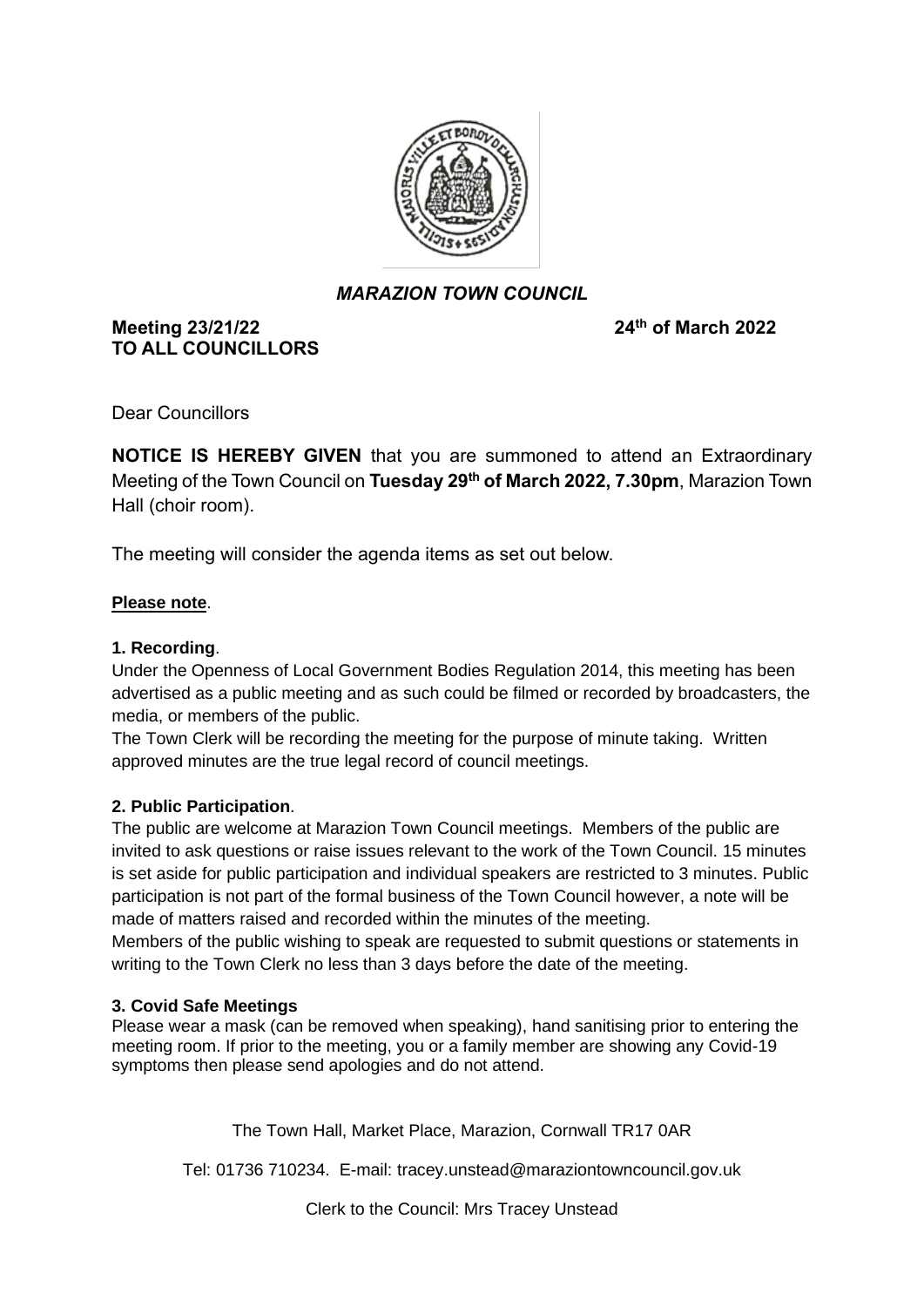# *MARAZION TOWN COUNCIL*

**Meeting 23/21/22** **24th of March 2022**
**TO ALL COUNCILLORS**

Dear Councillors

**NOTICE IS HEREBY GIVEN** that you are summoned to attend an Extraordinary Meeting of the Town Council on **Tuesday 29th of March 2022, 7.30pm**, Marazion Town Hall (choir room).

The meeting will consider the agenda items as set out below.

**Please note**.

**1. Recording**.
Under the Openness of Local Government Bodies Regulation 2014, this meeting has been advertised as a public meeting and as such could be filmed or recorded by broadcasters, the media, or members of the public.
The Town Clerk will be recording the meeting for the purpose of minute taking. Written approved minutes are the true legal record of council meetings.

**2. Public Participation**.
The public are welcome at Marazion Town Council meetings. Members of the public are invited to ask questions or raise issues relevant to the work of the Town Council. 15 minutes is set aside for public participation and individual speakers are restricted to 3 minutes. Public participation is not part of the formal business of the Town Council however, a note will be made of matters raised and recorded within the minutes of the meeting.
Members of the public wishing to speak are requested to submit questions or statements in writing to the Town Clerk no less than 3 days before the date of the meeting.

**3. Covid Safe Meetings**
Please wear a mask (can be removed when speaking), hand sanitising prior to entering the meeting room. If prior to the meeting, you or a family member are showing any Covid-19 symptoms then please send apologies and do not attend.

The Town Hall, Market Place, Marazion, Cornwall TR17 0AR

Tel: 01736 710234. E-mail: tracey.unstead@maraziontowncouncil.gov.uk

Clerk to the Council: Mrs Tracey Unstead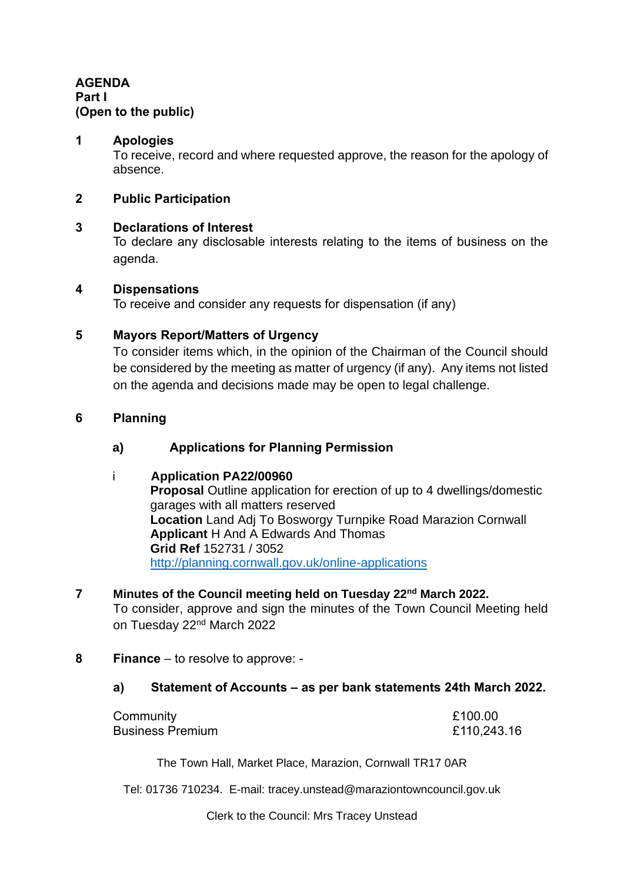**AGENDA**
**Part I**
**(Open to the public)**

**1 Apologies**
To receive, record and where requested approve, the reason for the apology of absence.

**2 Public Participation**

**3 Declarations of Interest**
To declare any disclosable interests relating to the items of business on the agenda.

**4 Dispensations**
To receive and consider any requests for dispensation (if any)

**5 Mayors Report/Matters of Urgency**
To consider items which, in the opinion of the Chairman of the Council should be considered by the meeting as matter of urgency (if any). Any items not listed on the agenda and decisions made may be open to legal challenge.

**6 Planning**

**a) Applications for Planning Permission**

i **Application PA22/00960**
**Proposal** Outline application for erection of up to 4 dwellings/domestic garages with all matters reserved
**Location** Land Adj To Bosworgy Turnpike Road Marazion Cornwall
**Applicant** H And A Edwards And Thomas
**Grid Ref** 152731 / 3052
http://planning.cornwall.gov.uk/online-applications

**7 Minutes of the Council meeting held on Tuesday 22nd March 2022.**
To consider, approve and sign the minutes of the Town Council Meeting held on Tuesday 22nd March 2022

**8 Finance** – to resolve to approve: -

**a) Statement of Accounts – as per bank statements 24th March 2022.**

| | |
|---|---|
| Community | £100.00 |
| Business Premium | £110,243.16 |

The Town Hall, Market Place, Marazion, Cornwall TR17 0AR

Tel: 01736 710234. E-mail: tracey.unstead@maraziontowncouncil.gov.uk

Clerk to the Council: Mrs Tracey Unstead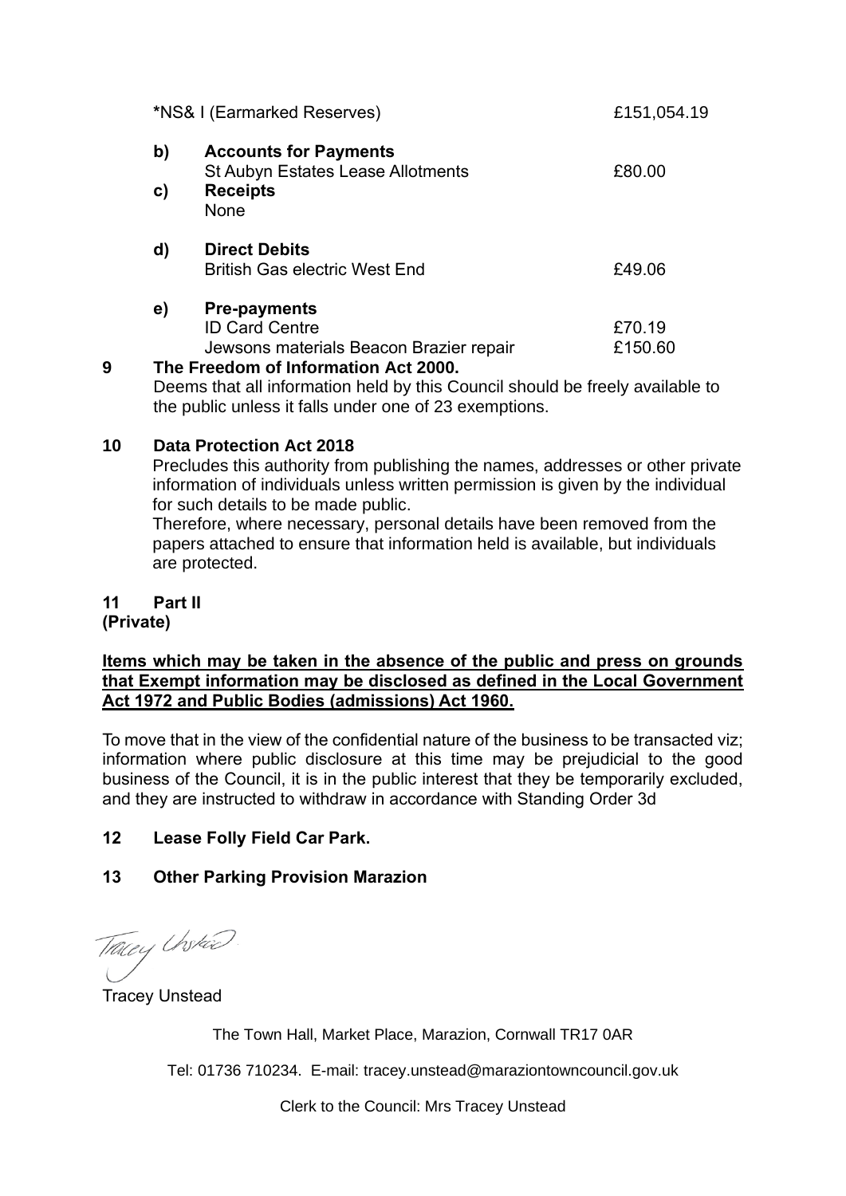| | | |
|---|---|---|
| ***NS& I (Earmarked Reserves)** | | £151,054.19 |
| **b)** | **Accounts for Payments** | |
| | St Aubyn Estates Lease Allotments | £80.00 |
| **c)** | **Receipts** | |
| | None | |
| **d)** | **Direct Debits** | |
| | British Gas electric West End | £49.06 |
| **e)** | **Pre-payments** | |
| | ID Card Centre | £70.19 |
| | Jewsons materials Beacon Brazier repair | £150.60 |

**9 The Freedom of Information Act 2000.**

Deems that all information held by this Council should be freely available to the public unless it falls under one of 23 exemptions.

**10 Data Protection Act 2018**

Precludes this authority from publishing the names, addresses or other private information of individuals unless written permission is given by the individual for such details to be made public.

Therefore, where necessary, personal details have been removed from the papers attached to ensure that information held is available, but individuals are protected.

**11 Part II**
**(Private)**

**Items which may be taken in the absence of the public and press on grounds that Exempt information may be disclosed as defined in the Local Government Act 1972 and Public Bodies (admissions) Act 1960.**

To move that in the view of the confidential nature of the business to be transacted viz; information where public disclosure at this time may be prejudicial to the good business of the Council, it is in the public interest that they be temporarily excluded, and they are instructed to withdraw in accordance with Standing Order 3d

**12 Lease Folly Field Car Park.**

**13 Other Parking Provision Marazion**

Tracey Unstead

Tracey Unstead

The Town Hall, Market Place, Marazion, Cornwall TR17 0AR

Tel: 01736 710234. E-mail: tracey.unstead@maraziontowncouncil.gov.uk

Clerk to the Council: Mrs Tracey Unstead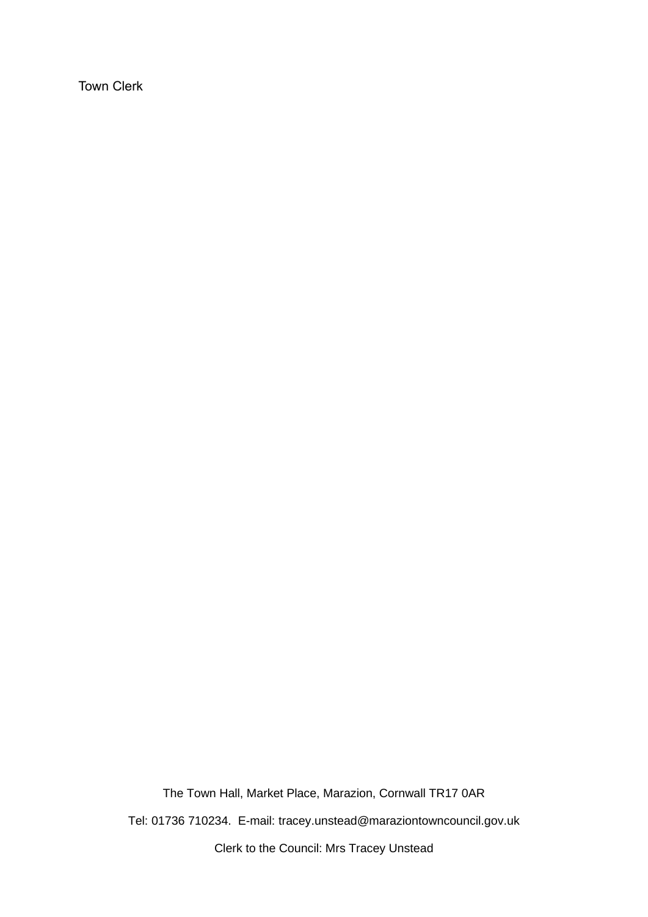Town Clerk

The Town Hall, Market Place, Marazion, Cornwall TR17 0AR

Tel: 01736 710234. E-mail: tracey.unstead@maraziontowncouncil.gov.uk

Clerk to the Council: Mrs Tracey Unstead